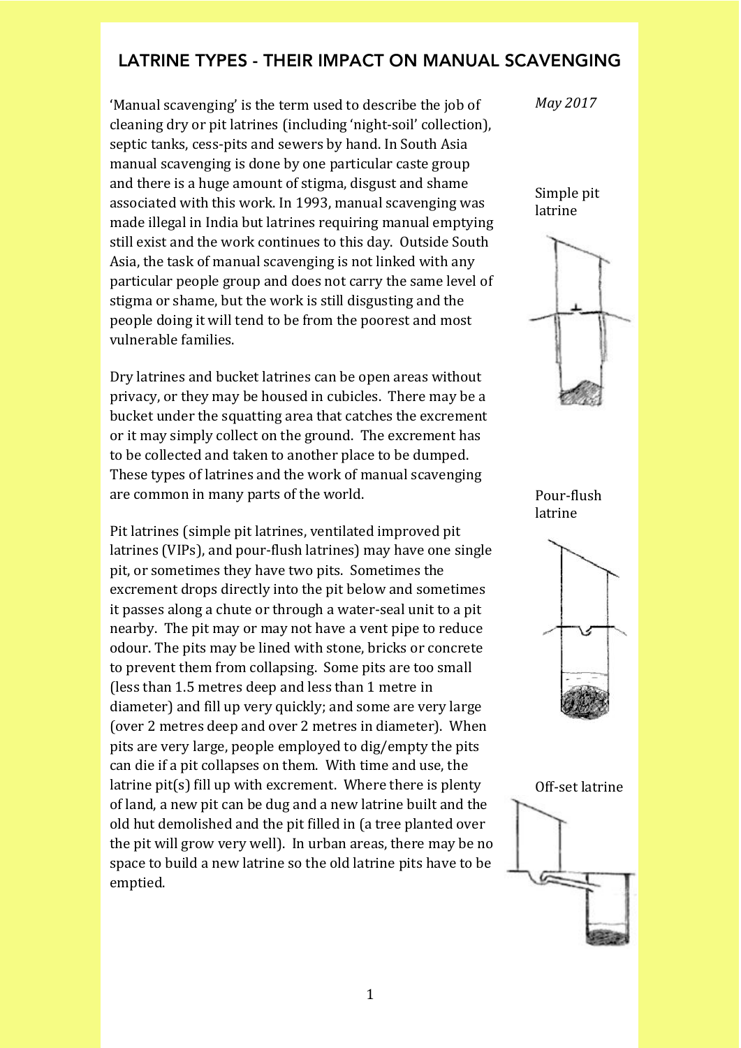# LATRINE TYPES - THEIR IMPACT ON MANUAL SCAVENGING

*May 2017*

'Manual scavenging' is the term used to describe the job of cleaning dry or pit latrines (including 'night-soil' collection), septic tanks, cess-pits and sewers by hand. In South Asia manual scavenging is done by one particular caste group and there is a huge amount of stigma, disgust and shame associated with this work. In 1993, manual scavenging was made illegal in India but latrines requiring manual emptying still exist and the work continues to this day. Outside South Asia, the task of manual scavenging is not linked with any particular people group and does not carry the same level of stigma or shame, but the work is still disgusting and the people doing it will tend to be from the poorest and most vulnerable families.

Dry latrines and bucket latrines can be open areas without privacy, or they may be housed in cubicles. There may be a bucket under the squatting area that catches the excrement or it may simply collect on the ground. The excrement has to be collected and taken to another place to be dumped. These types of latrines and the work of manual scavenging are common in many parts of the world.

Pit latrines (simple pit latrines, ventilated improved pit latrines (VIPs), and pour-flush latrines) may have one single pit, or sometimes they have two pits. Sometimes the excrement drops directly into the pit below and sometimes it passes along a chute or through a water-seal unit to a pit nearby. The pit may or may not have a vent pipe to reduce odour. The pits may be lined with stone, bricks or concrete to prevent them from collapsing. Some pits are too small (less than 1.5 metres deep and less than 1 metre in diameter) and fill up very quickly; and some are very large (over 2 metres deep and over 2 metres in diameter). When pits are very large, people employed to dig/empty the pits can die if a pit collapses on them. With time and use, the latrine pit(s) fill up with excrement. Where there is plenty of land, a new pit can be dug and a new latrine built and the old hut demolished and the pit filled in (a tree planted over the pit will grow very well). In urban areas, there may be no space to build a new latrine so the old latrine pits have to be emptied.

Simple pit latrine

Pour-flush latrine

Off-set latrine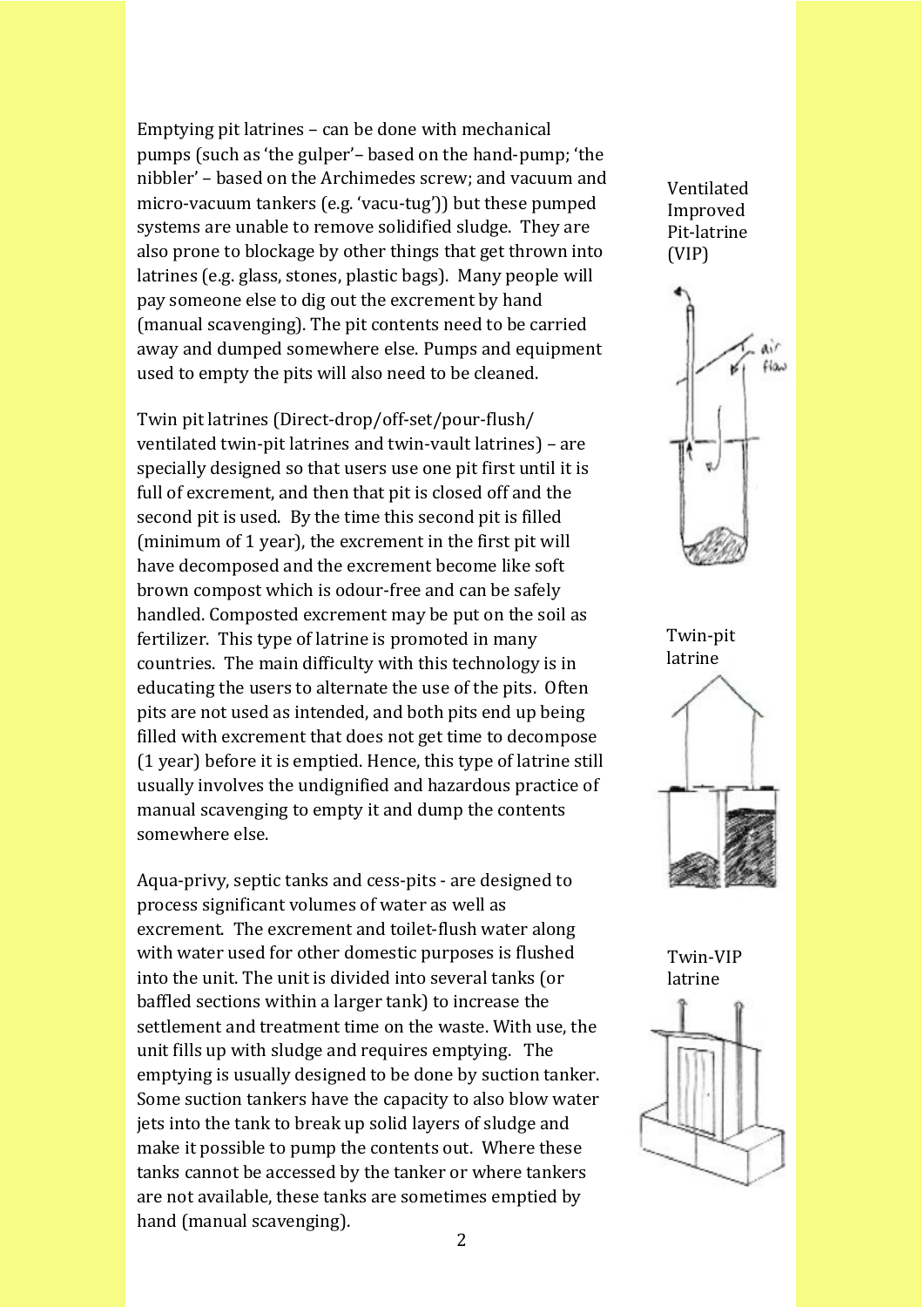Emptying pit latrines – can be done with mechanical pumps (such as 'the gulper'– based on the hand-pump; 'the nibbler' – based on the Archimedes screw; and vacuum and micro-vacuum tankers (e.g. 'vacu-tug')) but these pumped systems are unable to remove solidified sludge. They are also prone to blockage by other things that get thrown into latrines (e.g. glass, stones, plastic bags). Many people will pay someone else to dig out the excrement by hand (manual scavenging). The pit contents need to be carried away and dumped somewhere else. Pumps and equipment used to empty the pits will also need to be cleaned.

Twin pit latrines (Direct-drop/off-set/pour-flush/ ventilated twin-pit latrines and twin-vault latrines) – are specially designed so that users use one pit first until it is full of excrement, and then that pit is closed off and the second pit is used. By the time this second pit is filled (minimum of 1 year), the excrement in the first pit will have decomposed and the excrement become like soft brown compost which is odour-free and can be safely handled. Composted excrement may be put on the soil as fertilizer. This type of latrine is promoted in many countries. The main difficulty with this technology is in educating the users to alternate the use of the pits. Often pits are not used as intended, and both pits end up being filled with excrement that does not get time to decompose (1 year) before it is emptied. Hence, this type of latrine still usually involves the undignified and hazardous practice of manual scavenging to empty it and dump the contents somewhere else.

Aqua-privy, septic tanks and cess-pits - are designed to process significant volumes of water as well as excrement. The excrement and toilet-flush water along with water used for other domestic purposes is flushed into the unit. The unit is divided into several tanks (or baffled sections within a larger tank) to increase the settlement and treatment time on the waste. With use, the unit fills up with sludge and requires emptying. The emptying is usually designed to be done by suction tanker. Some suction tankers have the capacity to also blow water jets into the tank to break up solid layers of sludge and make it possible to pump the contents out. Where these tanks cannot be accessed by the tanker or where tankers are not available, these tanks are sometimes emptied by hand (manual scavenging).

Ventilated Improved Pit-latrine (VIP)

Twin-pit latrine

Twin-VIP latrine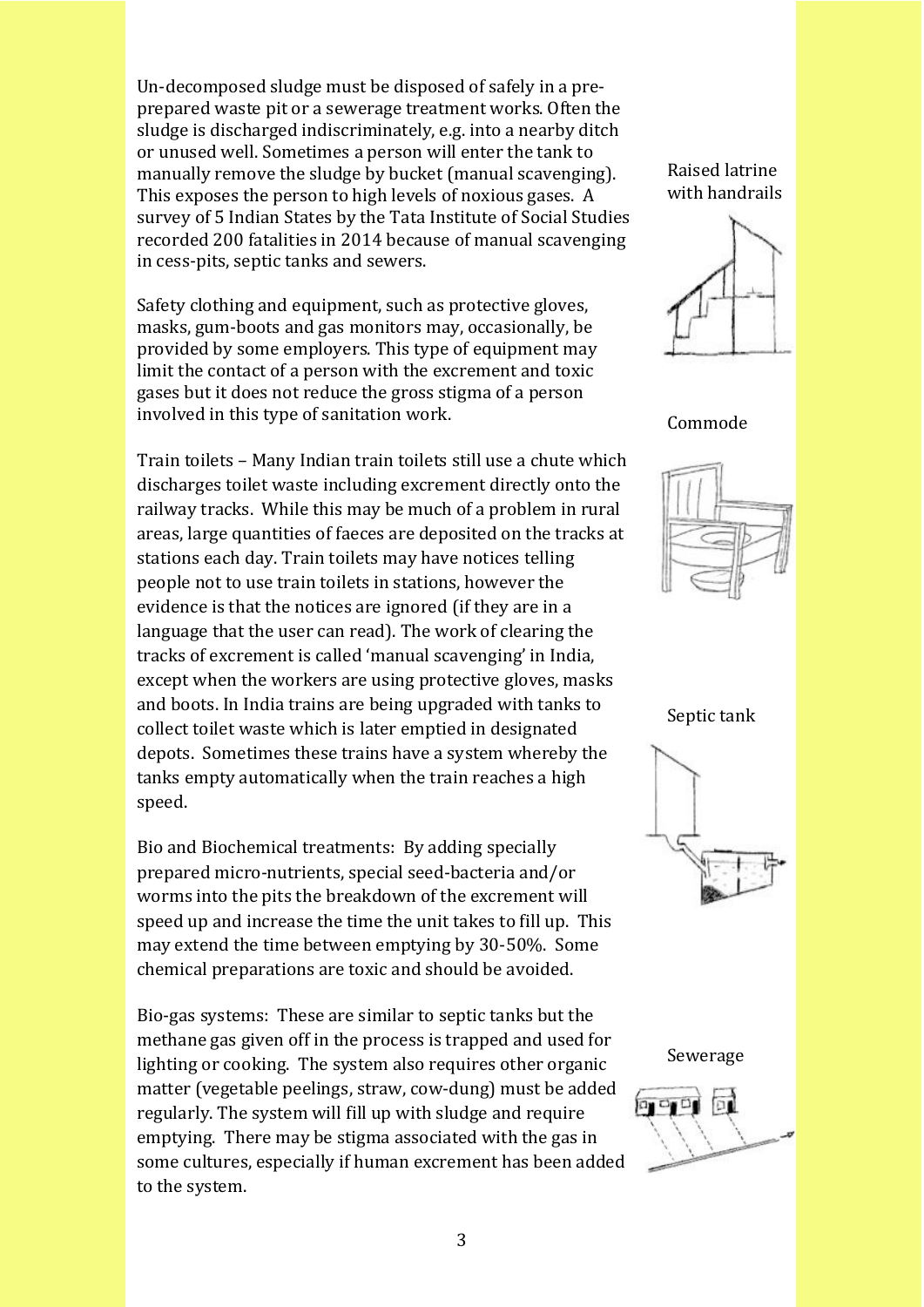Un-decomposed sludge must be disposed of safely in a pre-prepared waste pit or a sewerage treatment works. Often the sludge is discharged indiscriminately, e.g. into a nearby ditch or unused well. Sometimes a person will enter the tank to manually remove the sludge by bucket (manual scavenging). This exposes the person to high levels of noxious gases. A survey of 5 Indian States by the Tata Institute of Social Studies recorded 200 fatalities in 2014 because of manual scavenging in cess-pits, septic tanks and sewers.

Safety clothing and equipment, such as protective gloves, masks, gum-boots and gas monitors may, occasionally, be provided by some employers. This type of equipment may limit the contact of a person with the excrement and toxic gases but it does not reduce the gross stigma of a person involved in this type of sanitation work.

Train toilets – Many Indian train toilets still use a chute which discharges toilet waste including excrement directly onto the railway tracks. While this may be much of a problem in rural areas, large quantities of faeces are deposited on the tracks at stations each day. Train toilets may have notices telling people not to use train toilets in stations, however the evidence is that the notices are ignored (if they are in a language that the user can read). The work of clearing the tracks of excrement is called 'manual scavenging' in India, except when the workers are using protective gloves, masks and boots. In India trains are being upgraded with tanks to collect toilet waste which is later emptied in designated depots. Sometimes these trains have a system whereby the tanks empty automatically when the train reaches a high speed.

Bio and Biochemical treatments: By adding specially prepared micro-nutrients, special seed-bacteria and/or worms into the pits the breakdown of the excrement will speed up and increase the time the unit takes to fill up. This may extend the time between emptying by 30-50%. Some chemical preparations are toxic and should be avoided.

Bio-gas systems: These are similar to septic tanks but the methane gas given off in the process is trapped and used for lighting or cooking. The system also requires other organic matter (vegetable peelings, straw, cow-dung) must be added regularly. The system will fill up with sludge and require emptying. There may be stigma associated with the gas in some cultures, especially if human excrement has been added to the system.

Raised latrine with handrails

Commode

Septic tank

Sewerage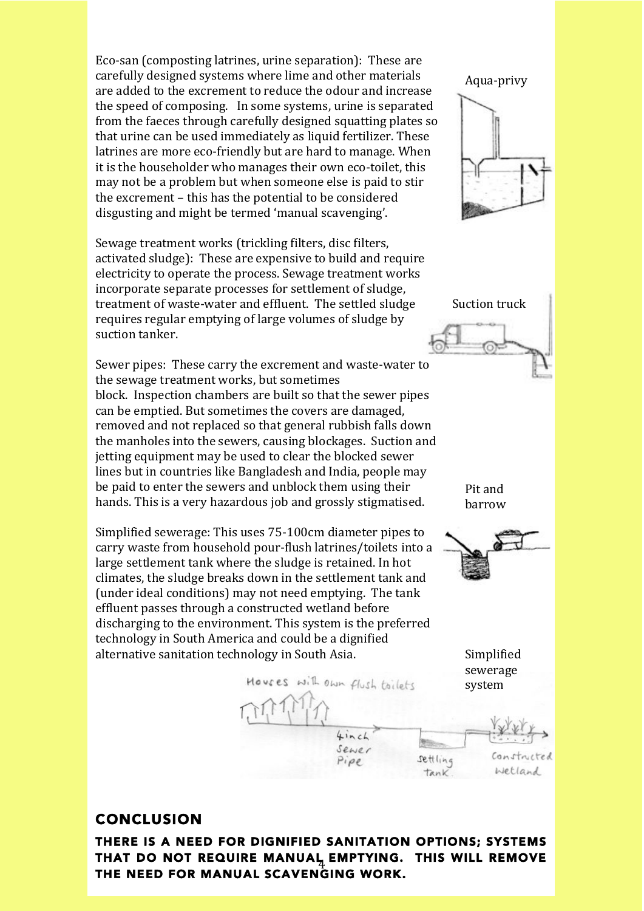Eco-san (composting latrines, urine separation): These are carefully designed systems where lime and other materials are added to the excrement to reduce the odour and increase the speed of composing. In some systems, urine is separated from the faeces through carefully designed squatting plates so that urine can be used immediately as liquid fertilizer. These latrines are more eco-friendly but are hard to manage. When it is the householder who manages their own eco-toilet, this may not be a problem but when someone else is paid to stir the excrement – this has the potential to be considered disgusting and might be termed 'manual scavenging'.

Aqua-privy

Sewage treatment works (trickling filters, disc filters, activated sludge): These are expensive to build and require electricity to operate the process. Sewage treatment works incorporate separate processes for settlement of sludge, treatment of waste-water and effluent. The settled sludge requires regular emptying of large volumes of sludge by suction tanker.

Suction truck

Sewer pipes: These carry the excrement and waste-water to the sewage treatment works, but sometimes block. Inspection chambers are built so that the sewer pipes can be emptied. But sometimes the covers are damaged, removed and not replaced so that general rubbish falls down the manholes into the sewers, causing blockages. Suction and jetting equipment may be used to clear the blocked sewer lines but in countries like Bangladesh and India, people may be paid to enter the sewers and unblock them using their hands. This is a very hazardous job and grossly stigmatised.

Pit and barrow

Simplified sewerage: This uses 75-100cm diameter pipes to carry waste from household pour-flush latrines/toilets into a large settlement tank where the sludge is retained. In hot climates, the sludge breaks down in the settlement tank and (under ideal conditions) may not need emptying. The tank effluent passes through a constructed wetland before discharging to the environment. This system is the preferred technology in South America and could be a dignified alternative sanitation technology in South Asia.

Simplified sewerage system

Houses with own flush toilets

4inch Sewer Pipe

Settling tank

Constructed wetland

## CONCLUSION

**THERE IS A NEED FOR DIGNIFIED SANITATION OPTIONS; SYSTEMS THAT DO NOT REQUIRE MANUAL EMPTYING. THIS WILL REMOVE THE NEED FOR MANUAL SCAVENGING WORK.**